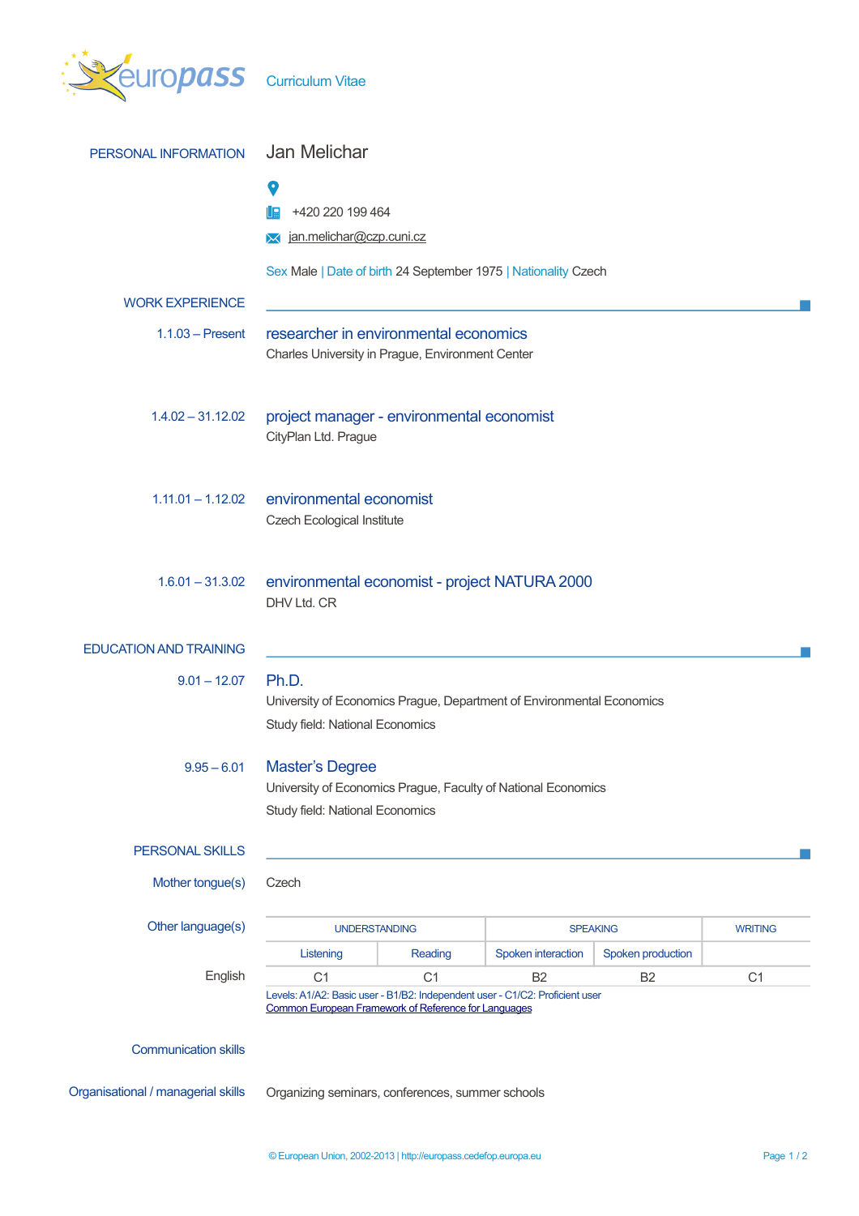europass Curriculum Vitae

## PERSONAL INFORMATION

# Jan Melichar

+420 220 199 464

jan.melichar@czp.cuni.cz

Sex Male | Date of birth 24 September 1975 | Nationality Czech

## WORK EXPERIENCE

**1.1.03 – Present**

### researcher in environmental economics

Charles University in Prague, Environment Center

**1.4.02 – 31.12.02**

### project manager - environmental economist

CityPlan Ltd. Prague

**1.11.01 – 1.12.02**

### environmental economist

Czech Ecological Institute

**1.6.01 – 31.3.02**

### environmental economist - project NATURA 2000

DHV Ltd. CR

## EDUCATION AND TRAINING

**9.01 – 12.07**

### Ph.D.

University of Economics Prague, Department of Environmental Economics

Study field: National Economics

**9.95 – 6.01**

### Master's Degree

University of Economics Prague, Faculty of National Economics

Study field: National Economics

## PERSONAL SKILLS

**Mother tongue(s)** Czech

**Other language(s)**

| | UNDERSTANDING | | SPEAKING | | WRITING |
|---|---|---|---|---|---|
| | Listening | Reading | Spoken interaction | Spoken production | |
| English | C1 | C1 | B2 | B2 | C1 |

Levels: A1/A2: Basic user - B1/B2: Independent user - C1/C2: Proficient user
Common European Framework of Reference for Languages

**Communication skills**

**Organisational / managerial skills** Organizing seminars, conferences, summer schools

© European Union, 2002-2013 | http://europass.cedefop.europa.eu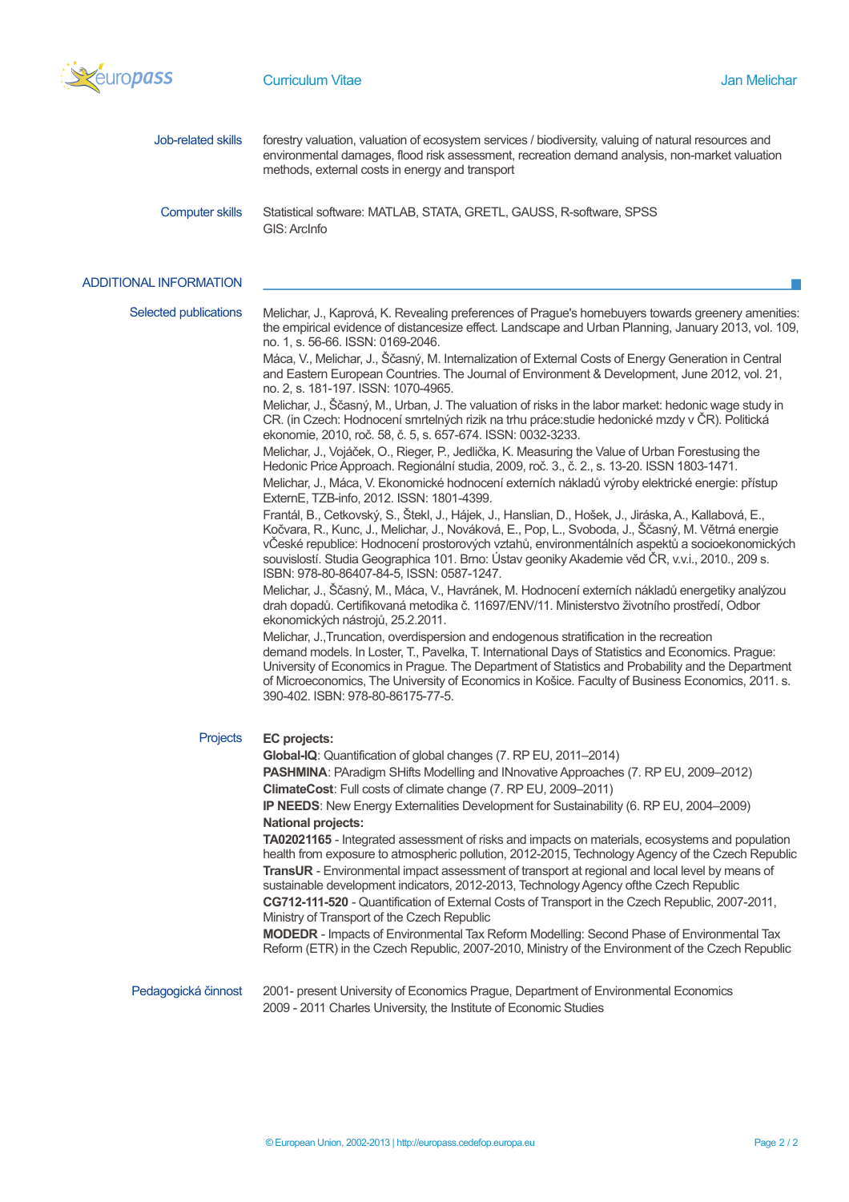**Job-related skills**

forestry valuation, valuation of ecosystem services / biodiversity, valuing of natural resources and environmental damages, flood risk assessment, recreation demand analysis, non-market valuation methods, external costs in energy and transport

**Computer skills**

Statistical software: MATLAB, STATA, GRETL, GAUSS, R-software, SPSS
GIS: ArcInfo

## ADDITIONAL INFORMATION

**Selected publications**

Melichar, J., Kaprová, K. Revealing preferences of Prague's homebuyers towards greenery amenities: the empirical evidence of distancesize effect. Landscape and Urban Planning, January 2013, vol. 109, no. 1, s. 56-66. ISSN: 0169-2046.

Máca, V., Melichar, J., Ščasný, M. Internalization of External Costs of Energy Generation in Central and Eastern European Countries. The Journal of Environment & Development, June 2012, vol. 21, no. 2, s. 181-197. ISSN: 1070-4965.

Melichar, J., Ščasný, M., Urban, J. The valuation of risks in the labor market: hedonic wage study in CR. (in Czech: Hodnocení smrtelných rizik na trhu práce:studie hedonické mzdy v ČR). Politická ekonomie, 2010, roč. 58, č. 5, s. 657-674. ISSN: 0032-3233.

Melichar, J., Vojáček, O., Rieger, P., Jedlička, K. Measuring the Value of Urban Forestusing the Hedonic Price Approach. Regionální studia, 2009, roč. 3., č. 2., s. 13-20. ISSN 1803-1471.

Melichar, J., Máca, V. Ekonomické hodnocení externích nákladů výroby elektrické energie: přístup ExternE, TZB-info, 2012. ISSN: 1801-4399.

Frantál, B., Cetkovský, S., Štekl, J., Hájek, J., Hanslian, D., Hošek, J., Jiráska, A., Kallabová, E., Kočvara, R., Kunc, J., Melichar, J., Nováková, E., Pop, L., Svoboda, J., Ščasný, M. Větrná energie vČeské republice: Hodnocení prostorových vztahů, environmentálních aspektů a socioekonomických souvislostí. Studia Geographica 101. Brno: Ústav geoniky Akademie věd ČR, v.v.i., 2010., 209 s. ISBN: 978-80-86407-84-5, ISSN: 0587-1247.

Melichar, J., Ščasný, M., Máca, V., Havránek, M. Hodnocení externích nákladů energetiky analýzou drah dopadů. Certifikovaná metodika č. 11697/ENV/11. Ministerstvo životního prostředí, Odbor ekonomických nástrojů, 25.2.2011.

Melichar, J.,Truncation, overdispersion and endogenous stratification in the recreation demand models. In Loster, T., Pavelka, T. International Days of Statistics and Economics. Prague: University of Economics in Prague. The Department of Statistics and Probability and the Department of Microeconomics, The University of Economics in Košice. Faculty of Business Economics, 2011. s. 390-402. ISBN: 978-80-86175-77-5.

**Projects**

**EC projects:**

**Global-IQ**: Quantification of global changes (7. RP EU, 2011–2014)
**PASHMINA**: PAradigm SHifts Modelling and INnovative Approaches (7. RP EU, 2009–2012)
**ClimateCost**: Full costs of climate change (7. RP EU, 2009–2011)
**IP NEEDS**: New Energy Externalities Development for Sustainability (6. RP EU, 2004–2009)

**National projects:**

**TA02021165** - Integrated assessment of risks and impacts on materials, ecosystems and population health from exposure to atmospheric pollution, 2012-2015, Technology Agency of the Czech Republic
**TransUR** - Environmental impact assessment of transport at regional and local level by means of sustainable development indicators, 2012-2013, Technology Agency ofthe Czech Republic
**CG712-111-520** - Quantification of External Costs of Transport in the Czech Republic, 2007-2011, Ministry of Transport of the Czech Republic
**MODEDR** - Impacts of Environmental Tax Reform Modelling: Second Phase of Environmental Tax Reform (ETR) in the Czech Republic, 2007-2010, Ministry of the Environment of the Czech Republic

**Pedagogická činnost**

2001- present University of Economics Prague, Department of Environmental Economics
2009 - 2011 Charles University, the Institute of Economic Studies